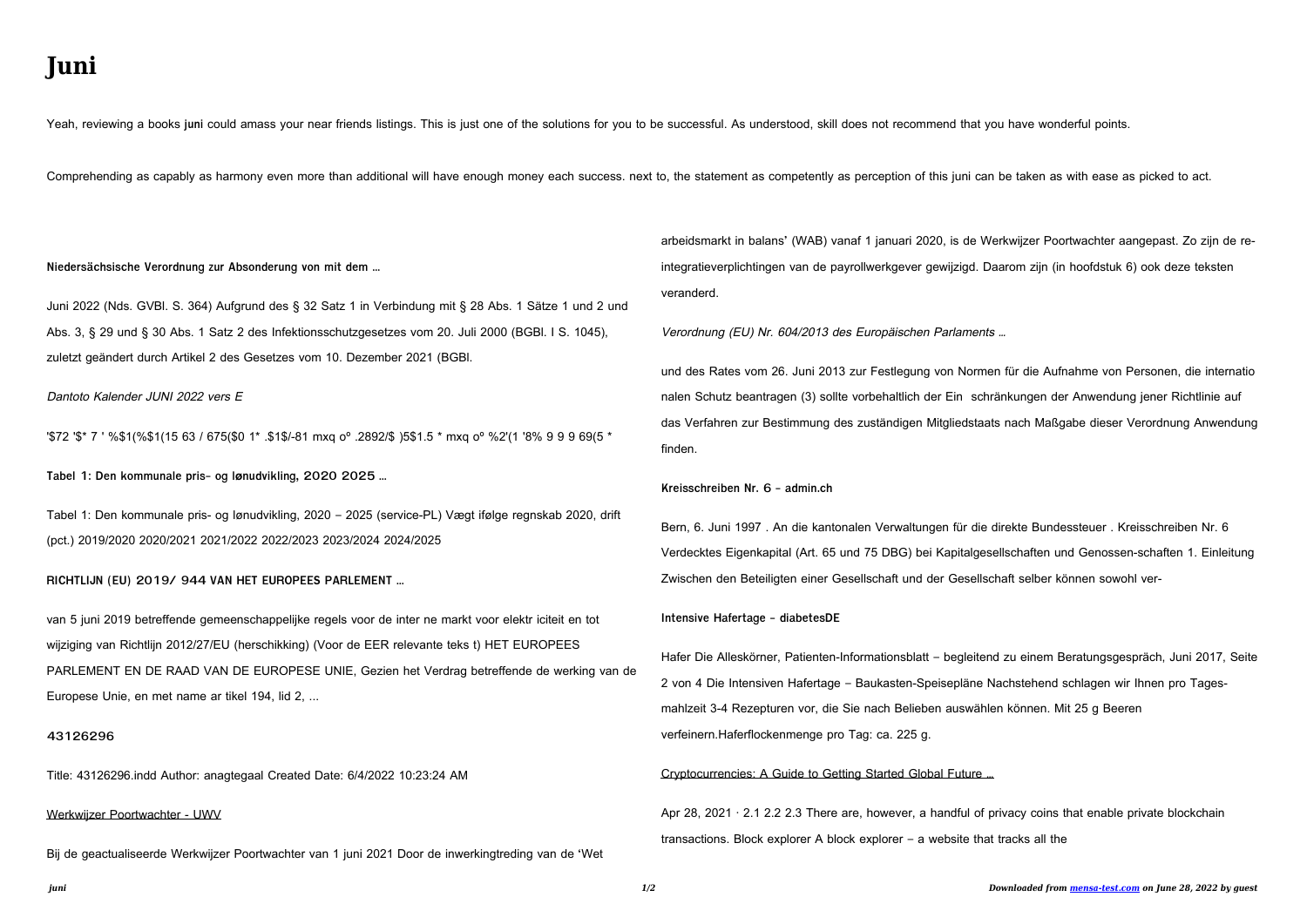# Juni

Yeah, reviewing a books **juni** could amass your near friends listings. This is just one of the solutions for you to be successful. As understood, skill does not recommend that you have wonderful points.

Comprehending as capably as harmony even more than additional will have enough money each success. next to, the statement as competently as perception of this juni can be taken as with ease as picked to act.

**Niedersächsische Verordnung zur Absonderung von mit dem …**

Juni 2022 (Nds. GVBl. S. 364) Aufgrund des § 32 Satz 1 in Verbindung mit § 28 Abs. 1 Sätze 1 und 2 und Abs. 3, § 29 und § 30 Abs. 1 Satz 2 des Infektionsschutzgesetzes vom 20. Juli 2000 (BGBl. I S. 1045), zuletzt geändert durch Artikel 2 des Gesetzes vom 10. Dezember 2021 (BGBl.

*Dantoto Kalender JUNI 2022 vers E*

'$72 '$* 7 ' %$1(%$1(15 63 / 675($0 1* .$1$/-81 mxq oº .2892/$ )5$1.5 * mxq oº %2'(1 '8% 9 9 9 69(5 *

**Tabel 1: Den kommunale pris- og lønudvikling, 2020 2025 …**

Tabel 1: Den kommunale pris- og lønudvikling, 2020 – 2025 (service-PL) Vægt ifølge regnskab 2020, drift (pct.) 2019/2020 2020/2021 2021/2022 2022/2023 2023/2024 2024/2025

**RICHTLIJN (EU) 2019/ 944 VAN HET EUROPEES PARLEMENT …**

van 5 juni 2019 betreffende gemeenschappelijke regels voor de inter ne markt voor elektr iciteit en tot wijziging van Richtlijn 2012/27/EU (herschikking) (Voor de EER relevante teks t) HET EUROPEES PARLEMENT EN DE RAAD VAN DE EUROPESE UNIE, Gezien het Verdrag betreffende de werking van de Europese Unie, en met name ar tikel 194, lid 2, ...

**43126296**

Title: 43126296.indd Author: anagtegaal Created Date: 6/4/2022 10:23:24 AM

Werkwijzer Poortwachter - UWV

Bij de geactualiseerde Werkwijzer Poortwachter van 1 juni 2021 Door de inwerkingtreding van de 'Wet arbeidsmarkt in balans' (WAB) vanaf 1 januari 2020, is de Werkwijzer Poortwachter aangepast. Zo zijn de re-integratieverplichtingen van de payrollwerkgever gewijzigd. Daarom zijn (in hoofdstuk 6) ook deze teksten veranderd.

*Verordnung (EU) Nr. 604/2013 des Europäischen Parlaments …*

und des Rates vom 26. Juni 2013 zur Festlegung von Normen für die Aufnahme von Personen, die internatio nalen Schutz beantragen (3) sollte vorbehaltlich der Ein schränkungen der Anwendung jener Richtlinie auf das Verfahren zur Bestimmung des zuständigen Mitgliedstaats nach Maßgabe dieser Verordnung Anwendung finden.

**Kreisschreiben Nr. 6 - admin.ch**

Bern, 6. Juni 1997 . An die kantonalen Verwaltungen für die direkte Bundessteuer . Kreisschreiben Nr. 6 Verdecktes Eigenkapital (Art. 65 und 75 DBG) bei Kapitalgesellschaften und Genossen-schaften 1. Einleitung Zwischen den Beteiligten einer Gesellschaft und der Gesellschaft selber können sowohl ver-

**Intensive Hafertage - diabetesDE**

Hafer Die Alleskörner, Patienten-Informationsblatt – begleitend zu einem Beratungsgespräch, Juni 2017, Seite 2 von 4 Die Intensiven Hafertage – Baukasten-Speisepläne Nachstehend schlagen wir Ihnen pro Tages-mahlzeit 3-4 Rezepturen vor, die Sie nach Belieben auswählen können. Mit 25 g Beeren verfeinern.Haferflockenmenge pro Tag: ca. 225 g.

Cryptocurrencies: A Guide to Getting Started Global Future …

Apr 28, 2021 · 2.1 2.2 2.3 There are, however, a handful of privacy coins that enable private blockchain transactions. Block explorer A block explorer – a website that tracks all the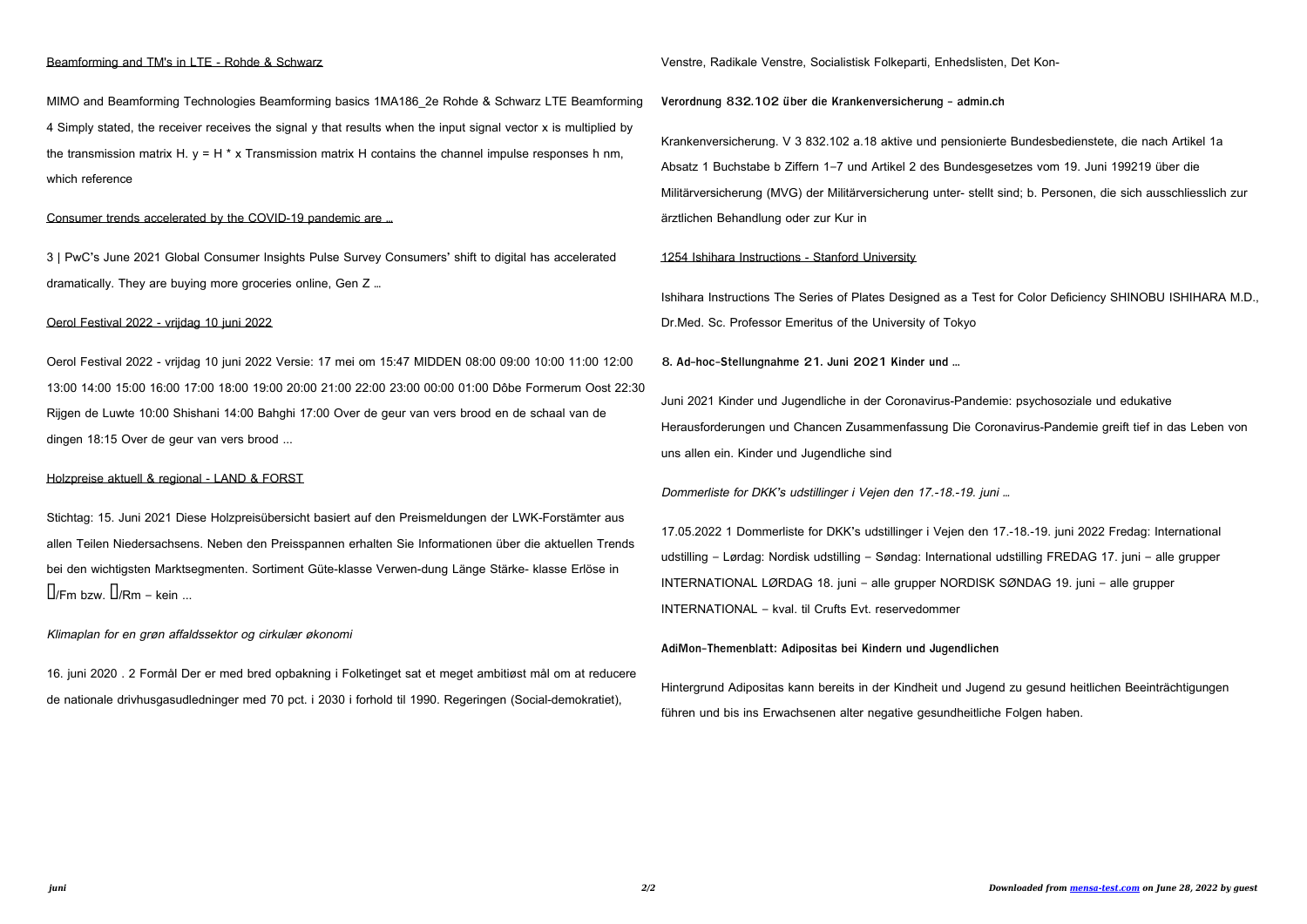[Beamforming and TM's in LTE - Rohde & Schwarz]

MIMO and Beamforming Technologies Beamforming basics 1MA186_2e Rohde & Schwarz LTE Beamforming 4 Simply stated, the receiver receives the signal y that results when the input signal vector x is multiplied by the transmission matrix H. y = H * x Transmission matrix H contains the channel impulse responses h nm, which reference

[Consumer trends accelerated by the COVID-19 pandemic are …]

3 | PwC's June 2021 Global Consumer Insights Pulse Survey Consumers' shift to digital has accelerated dramatically. They are buying more groceries online, Gen Z …

[Oerol Festival 2022 - vrijdag 10 juni 2022]

Oerol Festival 2022 - vrijdag 10 juni 2022 Versie: 17 mei om 15:47 MIDDEN 08:00 09:00 10:00 11:00 12:00 13:00 14:00 15:00 16:00 17:00 18:00 19:00 20:00 21:00 22:00 23:00 00:00 01:00 Dôbe Formerum Oost 22:30 Rijgen de Luwte 10:00 Shishani 14:00 Bahghi 17:00 Over de geur van vers brood en de schaal van de dingen 18:15 Over de geur van vers brood ...

[Holzpreise aktuell & regional - LAND & FORST]

Stichtag: 15. Juni 2021 Diese Holzpreisübersicht basiert auf den Preismeldungen der LWK-Forstämter aus allen Teilen Niedersachsens. Neben den Preisspannen erhalten Sie Informationen über die aktuellen Trends bei den wichtigsten Marktsegmenten. Sortiment Güte-klasse Verwen-dung Länge Stärke- klasse Erlöse in /Fm bzw. /Rm – kein ...

*Klimaplan for en grøn affaldssektor og cirkulær økonomi*

16. juni 2020 . 2 Formål Der er med bred opbakning i Folketinget sat et meget ambitiøst mål om at reducere de nationale drivhusgasudledninger med 70 pct. i 2030 i forhold til 1990. Regeringen (Social-demokratiet), Venstre, Radikale Venstre, Socialistisk Folkeparti, Enhedslisten, Det Kon-

**Verordnung 832.102 über die Krankenversicherung - admin.ch**

Krankenversicherung. V 3 832.102 a.18 aktive und pensionierte Bundesbedienstete, die nach Artikel 1a Absatz 1 Buchstabe b Ziffern 1–7 und Artikel 2 des Bundesgesetzes vom 19. Juni 199219 über die Militärversicherung (MVG) der Militärversicherung unter- stellt sind; b. Personen, die sich ausschliesslich zur ärztlichen Behandlung oder zur Kur in

[1254 Ishihara Instructions - Stanford University]

Ishihara Instructions The Series of Plates Designed as a Test for Color Deficiency SHINOBU ISHIHARA M.D., Dr.Med. Sc. Professor Emeritus of the University of Tokyo

**8. Ad-hoc-Stellungnahme 21. Juni 2021 Kinder und …**

Juni 2021 Kinder und Jugendliche in der Coronavirus-Pandemie: psychosoziale und edukative Herausforderungen und Chancen Zusammenfassung Die Coronavirus-Pandemie greift tief in das Leben von uns allen ein. Kinder und Jugendliche sind

*Dommerliste for DKK's udstillinger i Vejen den 17.-18.-19. juni …*

17.05.2022 1 Dommerliste for DKK's udstillinger i Vejen den 17.-18.-19. juni 2022 Fredag: International udstilling – Lørdag: Nordisk udstilling – Søndag: International udstilling FREDAG 17. juni – alle grupper INTERNATIONAL LØRDAG 18. juni – alle grupper NORDISK SØNDAG 19. juni – alle grupper INTERNATIONAL – kval. til Crufts Evt. reservedommer

**AdiMon-Themenblatt: Adipositas bei Kindern und Jugendlichen**

Hintergrund Adipositas kann bereits in der Kindheit und Jugend zu gesund heitlichen Beeinträchtigungen führen und bis ins Erwachsenen alter negative gesundheitliche Folgen haben.